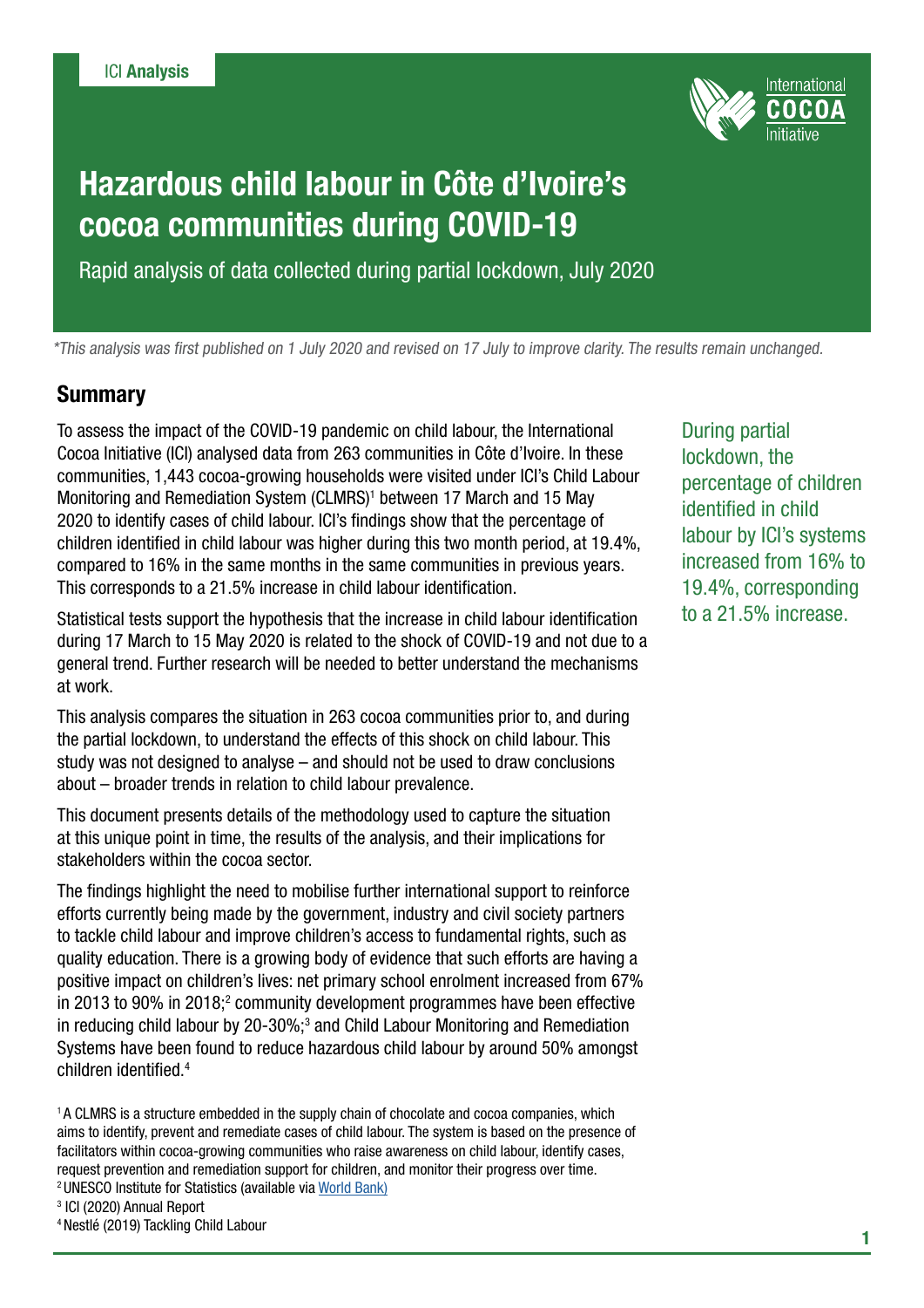ICI **Analysis**

# Hazardous child labour in Côte d'Ivoire's cocoa communities during COVID-19

Rapid analysis of data collected during partial lockdown, July 2020

*\*This analysis was first published on 1 July 2020 and revised on 17 July to improve clarity. The results remain unchanged.*

## Summary

To assess the impact of the COVID-19 pandemic on child labour, the International Cocoa Initiative (ICI) analysed data from 263 communities in Côte d'Ivoire. In these communities, 1,443 cocoa-growing households were visited under ICI's Child Labour Monitoring and Remediation System (CLMRS)[1] between 17 March and 15 May 2020 to identify cases of child labour. ICI's findings show that the percentage of children identified in child labour was higher during this two month period, at 19.4%, compared to 16% in the same months in the same communities in previous years. This corresponds to a 21.5% increase in child labour identification.

Statistical tests support the hypothesis that the increase in child labour identification during 17 March to 15 May 2020 is related to the shock of COVID-19 and not due to a general trend. Further research will be needed to better understand the mechanisms at work.

This analysis compares the situation in 263 cocoa communities prior to, and during the partial lockdown, to understand the effects of this shock on child labour. This study was not designed to analyse – and should not be used to draw conclusions about – broader trends in relation to child labour prevalence.

This document presents details of the methodology used to capture the situation at this unique point in time, the results of the analysis, and their implications for stakeholders within the cocoa sector.

The findings highlight the need to mobilise further international support to reinforce efforts currently being made by the government, industry and civil society partners to tackle child labour and improve children's access to fundamental rights, such as quality education. There is a growing body of evidence that such efforts are having a positive impact on children's lives: net primary school enrolment increased from 67% in 2013 to 90% in 2018;[2] community development programmes have been effective in reducing child labour by 20-30%;[3] and Child Labour Monitoring and Remediation Systems have been found to reduce hazardous child labour by around 50% amongst children identified.[4]

During partial lockdown, the percentage of children identified in child labour by ICI's systems increased from 16% to 19.4%, corresponding to a 21.5% increase.

[1] A CLMRS is a structure embedded in the supply chain of chocolate and cocoa companies, which aims to identify, prevent and remediate cases of child labour. The system is based on the presence of facilitators within cocoa-growing communities who raise awareness on child labour, identify cases, request prevention and remediation support for children, and monitor their progress over time.

[2] UNESCO Institute for Statistics (available via World Bank)

[3] ICI (2020) Annual Report

[4] Nestlé (2019) Tackling Child Labour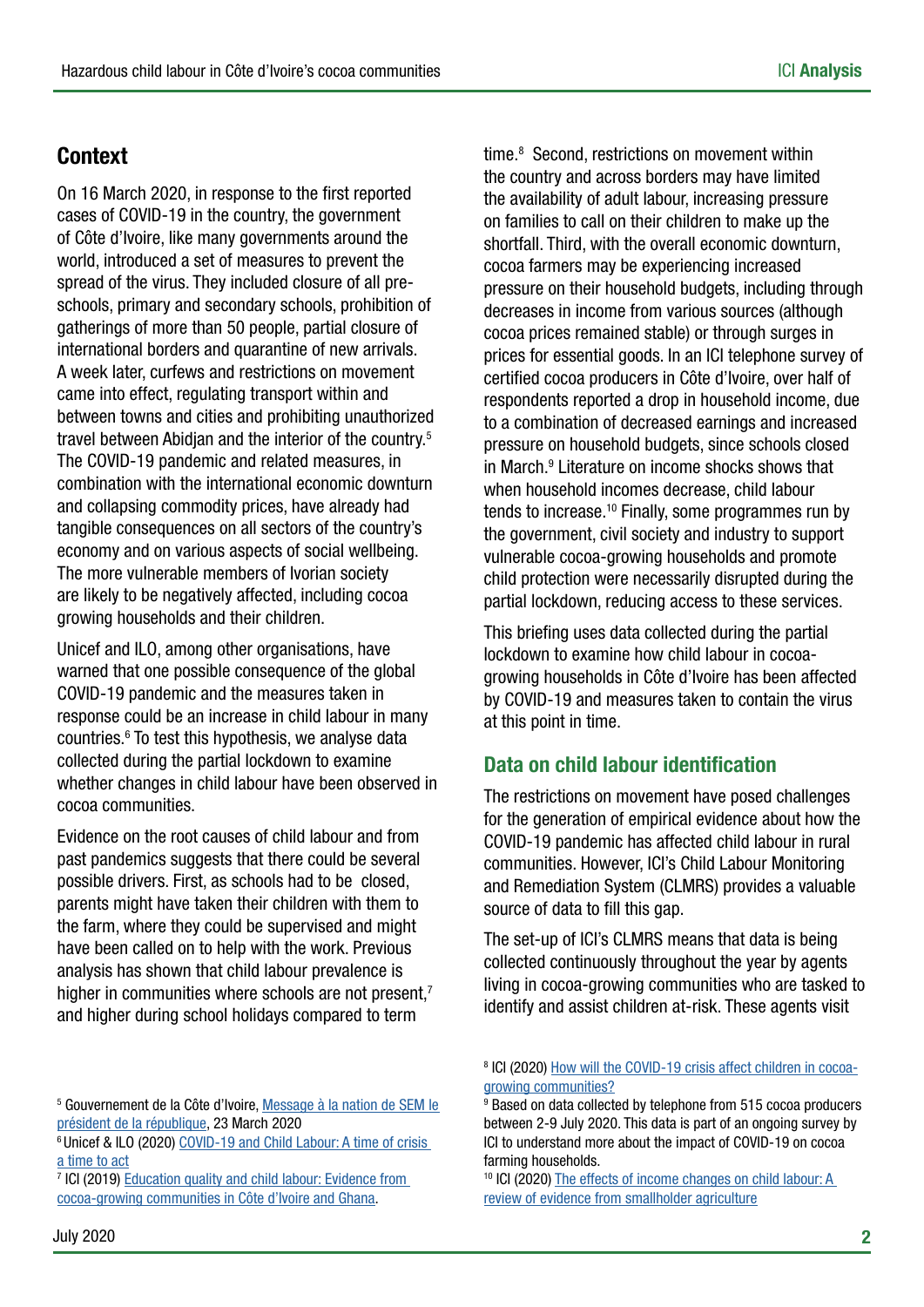## Context

On 16 March 2020, in response to the first reported cases of COVID-19 in the country, the government of Côte d'Ivoire, like many governments around the world, introduced a set of measures to prevent the spread of the virus. They included closure of all pre-schools, primary and secondary schools, prohibition of gatherings of more than 50 people, partial closure of international borders and quarantine of new arrivals. A week later, curfews and restrictions on movement came into effect, regulating transport within and between towns and cities and prohibiting unauthorized travel between Abidjan and the interior of the country.[5] The COVID-19 pandemic and related measures, in combination with the international economic downturn and collapsing commodity prices, have already had tangible consequences on all sectors of the country's economy and on various aspects of social wellbeing. The more vulnerable members of Ivorian society are likely to be negatively affected, including cocoa growing households and their children.

Unicef and ILO, among other organisations, have warned that one possible consequence of the global COVID-19 pandemic and the measures taken in response could be an increase in child labour in many countries.[6] To test this hypothesis, we analyse data collected during the partial lockdown to examine whether changes in child labour have been observed in cocoa communities.

Evidence on the root causes of child labour and from past pandemics suggests that there could be several possible drivers. First, as schools had to be closed, parents might have taken their children with them to the farm, where they could be supervised and might have been called on to help with the work. Previous analysis has shown that child labour prevalence is higher in communities where schools are not present,[7] and higher during school holidays compared to term time.[8] Second, restrictions on movement within the country and across borders may have limited the availability of adult labour, increasing pressure on families to call on their children to make up the shortfall. Third, with the overall economic downturn, cocoa farmers may be experiencing increased pressure on their household budgets, including through decreases in income from various sources (although cocoa prices remained stable) or through surges in prices for essential goods. In an ICI telephone survey of certified cocoa producers in Côte d'Ivoire, over half of respondents reported a drop in household income, due to a combination of decreased earnings and increased pressure on household budgets, since schools closed in March.[9] Literature on income shocks shows that when household incomes decrease, child labour tends to increase.[10] Finally, some programmes run by the government, civil society and industry to support vulnerable cocoa-growing households and promote child protection were necessarily disrupted during the partial lockdown, reducing access to these services.

This briefing uses data collected during the partial lockdown to examine how child labour in cocoa-growing households in Côte d'Ivoire has been affected by COVID-19 and measures taken to contain the virus at this point in time.

### Data on child labour identification

The restrictions on movement have posed challenges for the generation of empirical evidence about how the COVID-19 pandemic has affected child labour in rural communities. However, ICI's Child Labour Monitoring and Remediation System (CLMRS) provides a valuable source of data to fill this gap.

The set-up of ICI's CLMRS means that data is being collected continuously throughout the year by agents living in cocoa-growing communities who are tasked to identify and assist children at-risk. These agents visit

---

[5] Gouvernement de la Côte d'Ivoire, Message à la nation de SEM le président de la république, 23 March 2020

[6] Unicef & ILO (2020) COVID-19 and Child Labour: A time of crisis a time to act

[7] ICI (2019) Education quality and child labour: Evidence from cocoa-growing communities in Côte d'Ivoire and Ghana.

[8] ICI (2020) How will the COVID-19 crisis affect children in cocoa-growing communities?

[9] Based on data collected by telephone from 515 cocoa producers between 2-9 July 2020. This data is part of an ongoing survey by ICI to understand more about the impact of COVID-19 on cocoa farming households.

[10] ICI (2020) The effects of income changes on child labour: A review of evidence from smallholder agriculture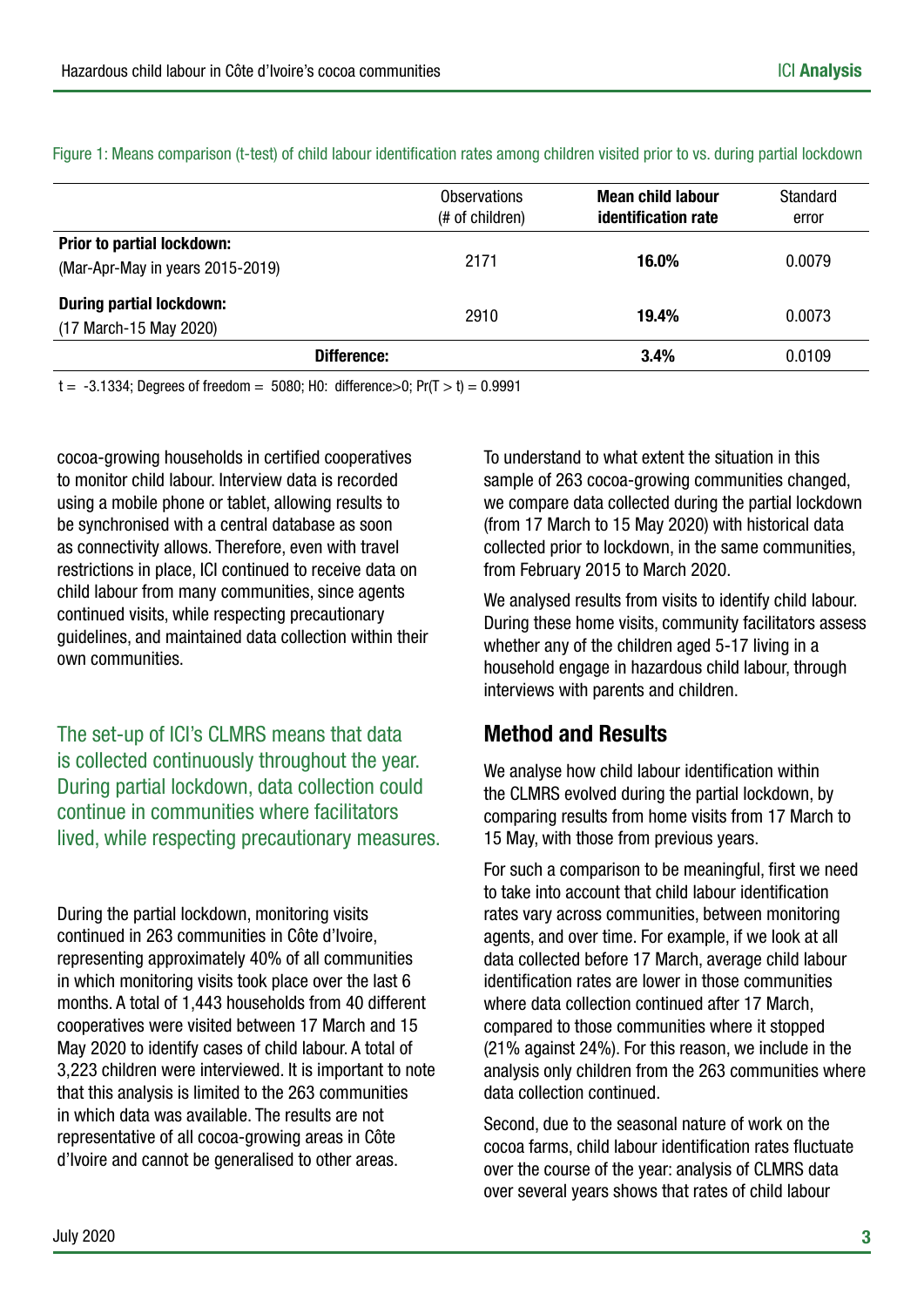Figure 1: Means comparison (t-test) of child labour identification rates among children visited prior to vs. during partial lockdown

| | Observations (# of children) | **Mean child labour identification rate** | Standard error |
|---|---|---|---|
| **Prior to partial lockdown:** (Mar-Apr-May in years 2015-2019) | 2171 | **16.0%** | 0.0079 |
| **During partial lockdown:** (17 March-15 May 2020) | 2910 | **19.4%** | 0.0073 |
| **Difference:** | | **3.4%** | 0.0109 |

$t = -3.1334$; Degrees of freedom = 5080; H0: difference>0; $Pr(T > t) = 0.9991$

cocoa-growing households in certified cooperatives to monitor child labour. Interview data is recorded using a mobile phone or tablet, allowing results to be synchronised with a central database as soon as connectivity allows. Therefore, even with travel restrictions in place, ICI continued to receive data on child labour from many communities, since agents continued visits, while respecting precautionary guidelines, and maintained data collection within their own communities.

The set-up of ICI's CLMRS means that data is collected continuously throughout the year. During partial lockdown, data collection could continue in communities where facilitators lived, while respecting precautionary measures.

During the partial lockdown, monitoring visits continued in 263 communities in Côte d'Ivoire, representing approximately 40% of all communities in which monitoring visits took place over the last 6 months. A total of 1,443 households from 40 different cooperatives were visited between 17 March and 15 May 2020 to identify cases of child labour. A total of 3,223 children were interviewed. It is important to note that this analysis is limited to the 263 communities in which data was available. The results are not representative of all cocoa-growing areas in Côte d'Ivoire and cannot be generalised to other areas.

To understand to what extent the situation in this sample of 263 cocoa-growing communities changed, we compare data collected during the partial lockdown (from 17 March to 15 May 2020) with historical data collected prior to lockdown, in the same communities, from February 2015 to March 2020.

We analysed results from visits to identify child labour. During these home visits, community facilitators assess whether any of the children aged 5-17 living in a household engage in hazardous child labour, through interviews with parents and children.

## Method and Results

We analyse how child labour identification within the CLMRS evolved during the partial lockdown, by comparing results from home visits from 17 March to 15 May, with those from previous years.

For such a comparison to be meaningful, first we need to take into account that child labour identification rates vary across communities, between monitoring agents, and over time. For example, if we look at all data collected before 17 March, average child labour identification rates are lower in those communities where data collection continued after 17 March, compared to those communities where it stopped (21% against 24%). For this reason, we include in the analysis only children from the 263 communities where data collection continued.

Second, due to the seasonal nature of work on the cocoa farms, child labour identification rates fluctuate over the course of the year: analysis of CLMRS data over several years shows that rates of child labour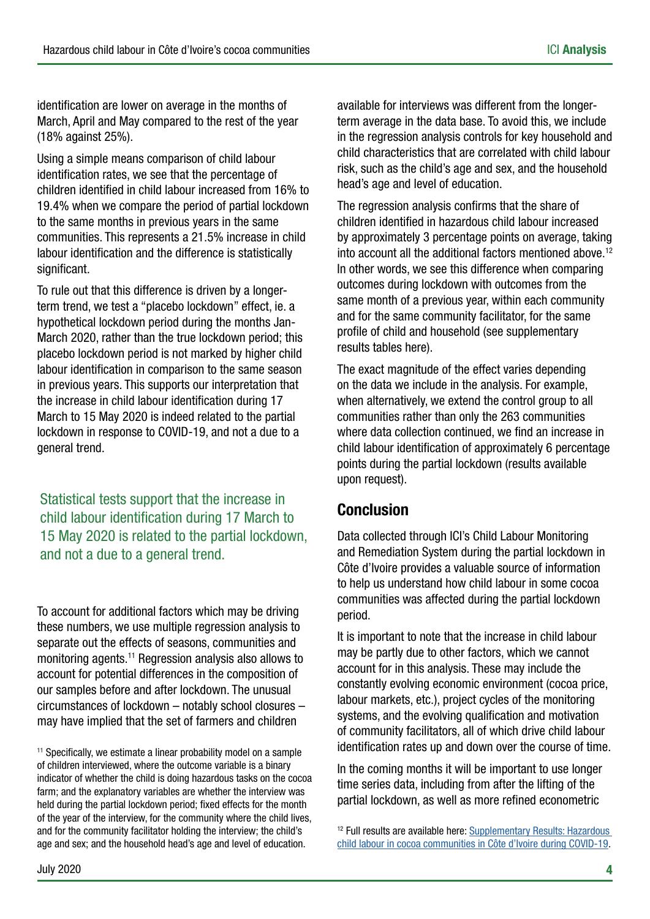identification are lower on average in the months of March, April and May compared to the rest of the year (18% against 25%).

Using a simple means comparison of child labour identification rates, we see that the percentage of children identified in child labour increased from 16% to 19.4% when we compare the period of partial lockdown to the same months in previous years in the same communities. This represents a 21.5% increase in child labour identification and the difference is statistically significant.

To rule out that this difference is driven by a longer-term trend, we test a "placebo lockdown" effect, ie. a hypothetical lockdown period during the months Jan-March 2020, rather than the true lockdown period; this placebo lockdown period is not marked by higher child labour identification in comparison to the same season in previous years. This supports our interpretation that the increase in child labour identification during 17 March to 15 May 2020 is indeed related to the partial lockdown in response to COVID-19, and not a due to a general trend.

> Statistical tests support that the increase in child labour identification during 17 March to 15 May 2020 is related to the partial lockdown, and not a due to a general trend.

To account for additional factors which may be driving these numbers, we use multiple regression analysis to separate out the effects of seasons, communities and monitoring agents.[11] Regression analysis also allows to account for potential differences in the composition of our samples before and after lockdown. The unusual circumstances of lockdown – notably school closures – may have implied that the set of farmers and children available for interviews was different from the longer-term average in the data base. To avoid this, we include in the regression analysis controls for key household and child characteristics that are correlated with child labour risk, such as the child's age and sex, and the household head's age and level of education.

The regression analysis confirms that the share of children identified in hazardous child labour increased by approximately 3 percentage points on average, taking into account all the additional factors mentioned above.[12] In other words, we see this difference when comparing outcomes during lockdown with outcomes from the same month of a previous year, within each community and for the same community facilitator, for the same profile of child and household (see supplementary results tables here).

The exact magnitude of the effect varies depending on the data we include in the analysis. For example, when alternatively, we extend the control group to all communities rather than only the 263 communities where data collection continued, we find an increase in child labour identification of approximately 6 percentage points during the partial lockdown (results available upon request).

## Conclusion

Data collected through ICI's Child Labour Monitoring and Remediation System during the partial lockdown in Côte d'Ivoire provides a valuable source of information to help us understand how child labour in some cocoa communities was affected during the partial lockdown period.

It is important to note that the increase in child labour may be partly due to other factors, which we cannot account for in this analysis. These may include the constantly evolving economic environment (cocoa price, labour markets, etc.), project cycles of the monitoring systems, and the evolving qualification and motivation of community facilitators, all of which drive child labour identification rates up and down over the course of time.

In the coming months it will be important to use longer time series data, including from after the lifting of the partial lockdown, as well as more refined econometric

---

[11] Specifically, we estimate a linear probability model on a sample of children interviewed, where the outcome variable is a binary indicator of whether the child is doing hazardous tasks on the cocoa farm; and the explanatory variables are whether the interview was held during the partial lockdown period; fixed effects for the month of the year of the interview, for the community where the child lives, and for the community facilitator holding the interview; the child's age and sex; and the household head's age and level of education.

[12] Full results are available here: Supplementary Results: Hazardous child labour in cocoa communities in Côte d'Ivoire during COVID-19.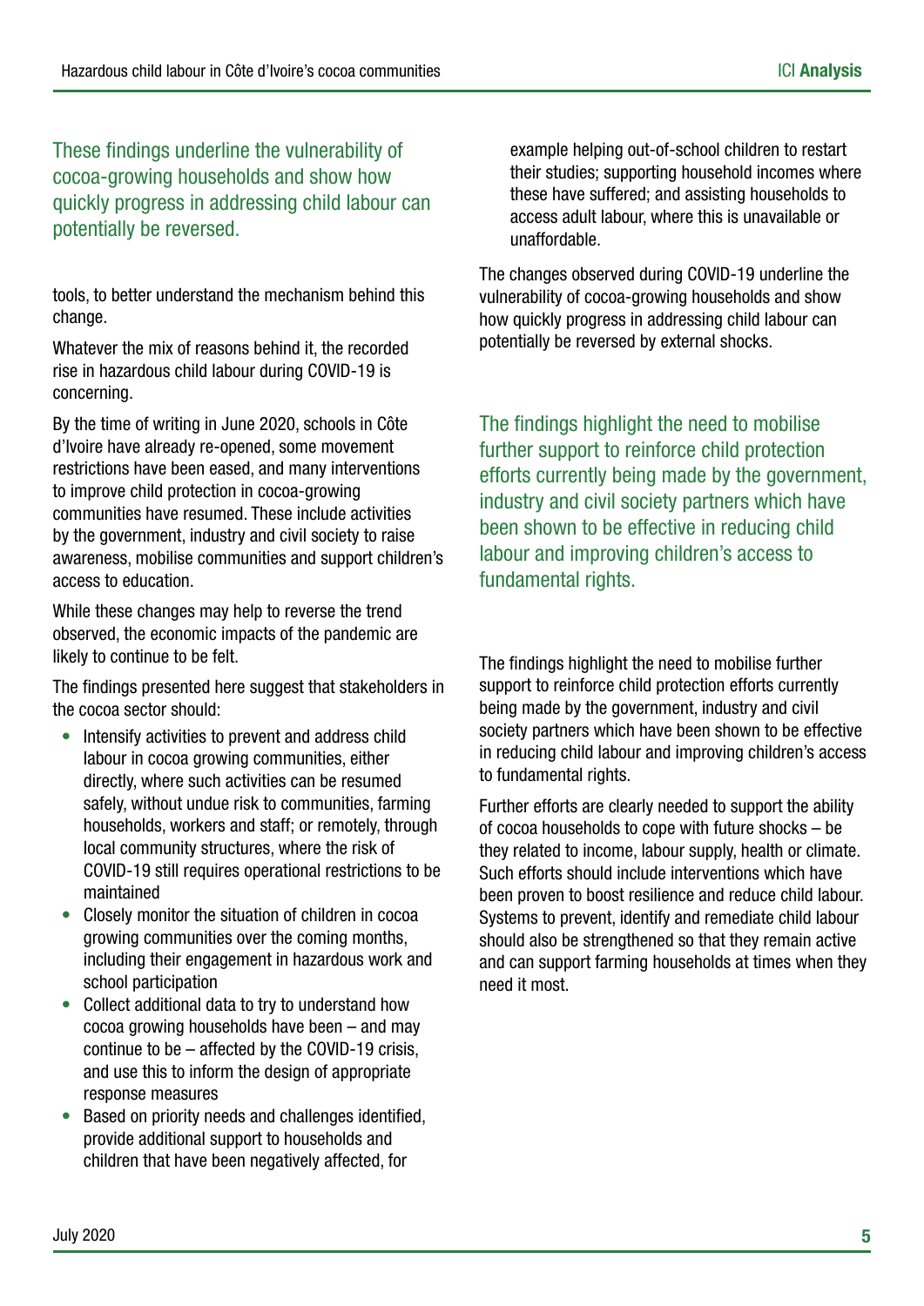> These findings underline the vulnerability of cocoa-growing households and show how quickly progress in addressing child labour can potentially be reversed.

tools, to better understand the mechanism behind this change.

Whatever the mix of reasons behind it, the recorded rise in hazardous child labour during COVID-19 is concerning.

By the time of writing in June 2020, schools in Côte d'Ivoire have already re-opened, some movement restrictions have been eased, and many interventions to improve child protection in cocoa-growing communities have resumed. These include activities by the government, industry and civil society to raise awareness, mobilise communities and support children's access to education.

While these changes may help to reverse the trend observed, the economic impacts of the pandemic are likely to continue to be felt.

The findings presented here suggest that stakeholders in the cocoa sector should:

- Intensify activities to prevent and address child labour in cocoa growing communities, either directly, where such activities can be resumed safely, without undue risk to communities, farming households, workers and staff; or remotely, through local community structures, where the risk of COVID-19 still requires operational restrictions to be maintained
- Closely monitor the situation of children in cocoa growing communities over the coming months, including their engagement in hazardous work and school participation
- Collect additional data to try to understand how cocoa growing households have been – and may continue to be – affected by the COVID-19 crisis, and use this to inform the design of appropriate response measures
- Based on priority needs and challenges identified, provide additional support to households and children that have been negatively affected, for example helping out-of-school children to restart their studies; supporting household incomes where these have suffered; and assisting households to access adult labour, where this is unavailable or unaffordable.

The changes observed during COVID-19 underline the vulnerability of cocoa-growing households and show how quickly progress in addressing child labour can potentially be reversed by external shocks.

> The findings highlight the need to mobilise further support to reinforce child protection efforts currently being made by the government, industry and civil society partners which have been shown to be effective in reducing child labour and improving children's access to fundamental rights.

The findings highlight the need to mobilise further support to reinforce child protection efforts currently being made by the government, industry and civil society partners which have been shown to be effective in reducing child labour and improving children's access to fundamental rights.

Further efforts are clearly needed to support the ability of cocoa households to cope with future shocks – be they related to income, labour supply, health or climate. Such efforts should include interventions which have been proven to boost resilience and reduce child labour. Systems to prevent, identify and remediate child labour should also be strengthened so that they remain active and can support farming households at times when they need it most.